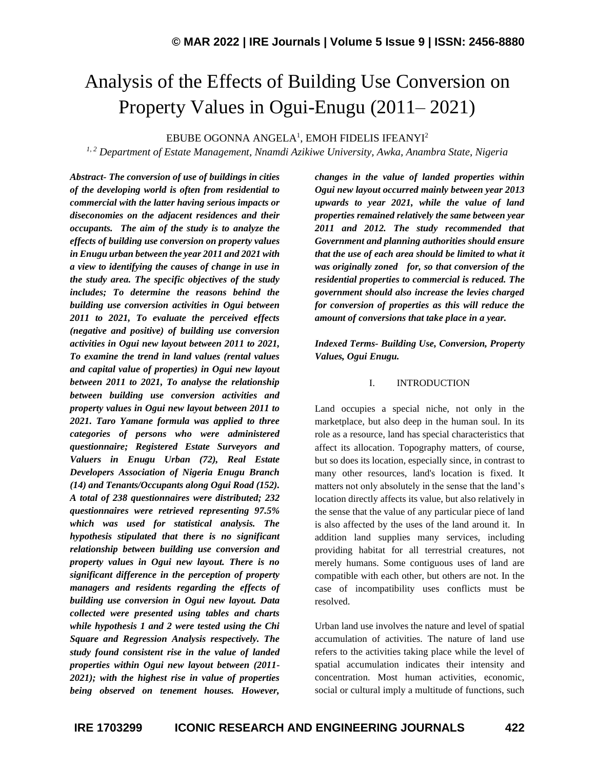# Analysis of the Effects of Building Use Conversion on Property Values in Ogui-Enugu (2011– 2021)

EBUBE OGONNA ANGELA[1], EMOH FIDELIS IFEANYI[2]

*[1, 2] Department of Estate Management, Nnamdi Azikiwe University, Awka, Anambra State, Nigeria*

***Abstract-** The conversion of use of buildings in cities of the developing world is often from residential to commercial with the latter having serious impacts or diseconomies on the adjacent residences and their occupants. The aim of the study is to analyze the effects of building use conversion on property values in Enugu urban between the year 2011 and 2021 with a view to identifying the causes of change in use in the study area. The specific objectives of the study includes; To determine the reasons behind the building use conversion activities in Ogui between 2011 to 2021, To evaluate the perceived effects (negative and positive) of building use conversion activities in Ogui new layout between 2011 to 2021, To examine the trend in land values (rental values and capital value of properties) in Ogui new layout between 2011 to 2021, To analyse the relationship between building use conversion activities and property values in Ogui new layout between 2011 to 2021. Taro Yamane formula was applied to three categories of persons who were administered questionnaire; Registered Estate Surveyors and Valuers in Enugu Urban (72), Real Estate Developers Association of Nigeria Enugu Branch (14) and Tenants/Occupants along Ogui Road (152). A total of 238 questionnaires were distributed; 232 questionnaires were retrieved representing 97.5% which was used for statistical analysis. The hypothesis stipulated that there is no significant relationship between building use conversion and property values in Ogui new layout. There is no significant difference in the perception of property managers and residents regarding the effects of building use conversion in Ogui new layout. Data collected were presented using tables and charts while hypothesis 1 and 2 were tested using the Chi Square and Regression Analysis respectively. The study found consistent rise in the value of landed properties within Ogui new layout between (2011-2021); with the highest rise in value of properties being observed on tenement houses. However, changes in the value of landed properties within Ogui new layout occurred mainly between year 2013 upwards to year 2021, while the value of land properties remained relatively the same between year 2011 and 2012. The study recommended that Government and planning authorities should ensure that the use of each area should be limited to what it was originally zoned for, so that conversion of the residential properties to commercial is reduced. The government should also increase the levies charged for conversion of properties as this will reduce the amount of conversions that take place in a year.***

***Indexed Terms-** Building Use, Conversion, Property Values, Ogui Enugu.*

## I. INTRODUCTION

Land occupies a special niche, not only in the marketplace, but also deep in the human soul. In its role as a resource, land has special characteristics that affect its allocation. Topography matters, of course, but so does its location, especially since, in contrast to many other resources, land's location is fixed. It matters not only absolutely in the sense that the land's location directly affects its value, but also relatively in the sense that the value of any particular piece of land is also affected by the uses of the land around it. In addition land supplies many services, including providing habitat for all terrestrial creatures, not merely humans. Some contiguous uses of land are compatible with each other, but others are not. In the case of incompatibility uses conflicts must be resolved.

Urban land use involves the nature and level of spatial accumulation of activities. The nature of land use refers to the activities taking place while the level of spatial accumulation indicates their intensity and concentration. Most human activities, economic, social or cultural imply a multitude of functions, such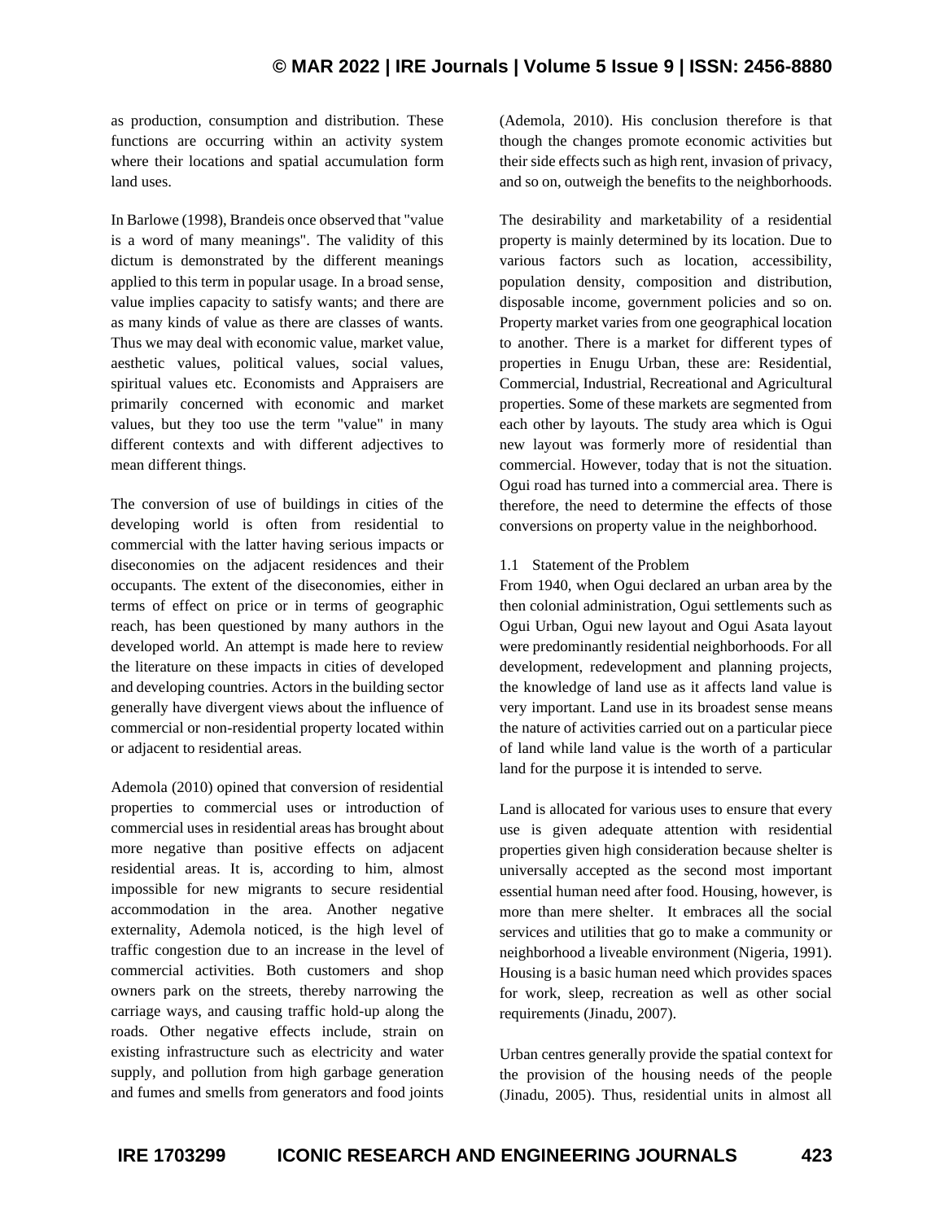as production, consumption and distribution. These functions are occurring within an activity system where their locations and spatial accumulation form land uses.

In Barlowe (1998), Brandeis once observed that "value is a word of many meanings". The validity of this dictum is demonstrated by the different meanings applied to this term in popular usage. In a broad sense, value implies capacity to satisfy wants; and there are as many kinds of value as there are classes of wants. Thus we may deal with economic value, market value, aesthetic values, political values, social values, spiritual values etc. Economists and Appraisers are primarily concerned with economic and market values, but they too use the term "value" in many different contexts and with different adjectives to mean different things.

The conversion of use of buildings in cities of the developing world is often from residential to commercial with the latter having serious impacts or diseconomies on the adjacent residences and their occupants. The extent of the diseconomies, either in terms of effect on price or in terms of geographic reach, has been questioned by many authors in the developed world. An attempt is made here to review the literature on these impacts in cities of developed and developing countries. Actors in the building sector generally have divergent views about the influence of commercial or non-residential property located within or adjacent to residential areas.

Ademola (2010) opined that conversion of residential properties to commercial uses or introduction of commercial uses in residential areas has brought about more negative than positive effects on adjacent residential areas. It is, according to him, almost impossible for new migrants to secure residential accommodation in the area. Another negative externality, Ademola noticed, is the high level of traffic congestion due to an increase in the level of commercial activities. Both customers and shop owners park on the streets, thereby narrowing the carriage ways, and causing traffic hold-up along the roads. Other negative effects include, strain on existing infrastructure such as electricity and water supply, and pollution from high garbage generation and fumes and smells from generators and food joints (Ademola, 2010). His conclusion therefore is that though the changes promote economic activities but their side effects such as high rent, invasion of privacy, and so on, outweigh the benefits to the neighborhoods.

The desirability and marketability of a residential property is mainly determined by its location. Due to various factors such as location, accessibility, population density, composition and distribution, disposable income, government policies and so on. Property market varies from one geographical location to another. There is a market for different types of properties in Enugu Urban, these are: Residential, Commercial, Industrial, Recreational and Agricultural properties. Some of these markets are segmented from each other by layouts. The study area which is Ogui new layout was formerly more of residential than commercial. However, today that is not the situation. Ogui road has turned into a commercial area. There is therefore, the need to determine the effects of those conversions on property value in the neighborhood.

### 1.1 Statement of the Problem

From 1940, when Ogui declared an urban area by the then colonial administration, Ogui settlements such as Ogui Urban, Ogui new layout and Ogui Asata layout were predominantly residential neighborhoods. For all development, redevelopment and planning projects, the knowledge of land use as it affects land value is very important. Land use in its broadest sense means the nature of activities carried out on a particular piece of land while land value is the worth of a particular land for the purpose it is intended to serve.

Land is allocated for various uses to ensure that every use is given adequate attention with residential properties given high consideration because shelter is universally accepted as the second most important essential human need after food. Housing, however, is more than mere shelter. It embraces all the social services and utilities that go to make a community or neighborhood a liveable environment (Nigeria, 1991). Housing is a basic human need which provides spaces for work, sleep, recreation as well as other social requirements (Jinadu, 2007).

Urban centres generally provide the spatial context for the provision of the housing needs of the people (Jinadu, 2005). Thus, residential units in almost all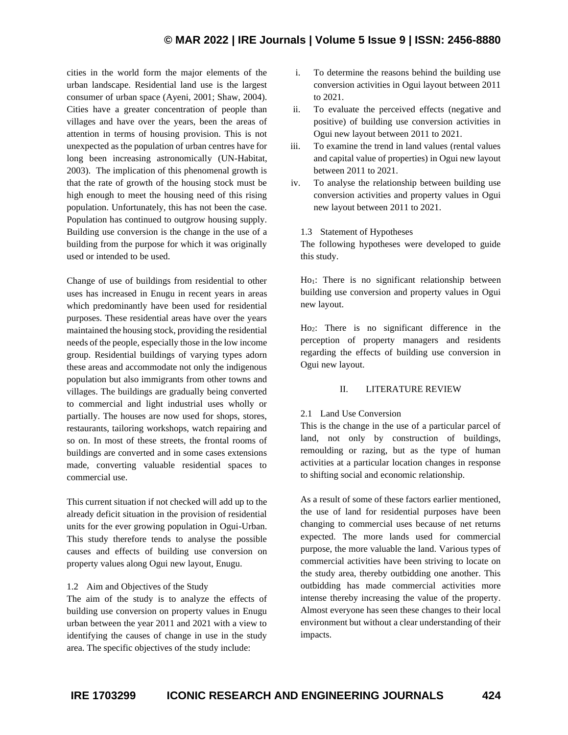cities in the world form the major elements of the urban landscape. Residential land use is the largest consumer of urban space (Ayeni, 2001; Shaw, 2004). Cities have a greater concentration of people than villages and have over the years, been the areas of attention in terms of housing provision. This is not unexpected as the population of urban centres have for long been increasing astronomically (UN-Habitat, 2003). The implication of this phenomenal growth is that the rate of growth of the housing stock must be high enough to meet the housing need of this rising population. Unfortunately, this has not been the case. Population has continued to outgrow housing supply. Building use conversion is the change in the use of a building from the purpose for which it was originally used or intended to be used.

Change of use of buildings from residential to other uses has increased in Enugu in recent years in areas which predominantly have been used for residential purposes. These residential areas have over the years maintained the housing stock, providing the residential needs of the people, especially those in the low income group. Residential buildings of varying types adorn these areas and accommodate not only the indigenous population but also immigrants from other towns and villages. The buildings are gradually being converted to commercial and light industrial uses wholly or partially. The houses are now used for shops, stores, restaurants, tailoring workshops, watch repairing and so on. In most of these streets, the frontal rooms of buildings are converted and in some cases extensions made, converting valuable residential spaces to commercial use.

This current situation if not checked will add up to the already deficit situation in the provision of residential units for the ever growing population in Ogui-Urban. This study therefore tends to analyse the possible causes and effects of building use conversion on property values along Ogui new layout, Enugu.

### 1.2 Aim and Objectives of the Study

The aim of the study is to analyze the effects of building use conversion on property values in Enugu urban between the year 2011 and 2021 with a view to identifying the causes of change in use in the study area. The specific objectives of the study include:

i. To determine the reasons behind the building use conversion activities in Ogui layout between 2011 to 2021.
ii. To evaluate the perceived effects (negative and positive) of building use conversion activities in Ogui new layout between 2011 to 2021.
iii. To examine the trend in land values (rental values and capital value of properties) in Ogui new layout between 2011 to 2021.
iv. To analyse the relationship between building use conversion activities and property values in Ogui new layout between 2011 to 2021.

### 1.3 Statement of Hypotheses

The following hypotheses were developed to guide this study.

$Ho_1$: There is no significant relationship between building use conversion and property values in Ogui new layout.

$Ho_2$: There is no significant difference in the perception of property managers and residents regarding the effects of building use conversion in Ogui new layout.

## II. LITERATURE REVIEW

### 2.1 Land Use Conversion

This is the change in the use of a particular parcel of land, not only by construction of buildings, remoulding or razing, but as the type of human activities at a particular location changes in response to shifting social and economic relationship.

As a result of some of these factors earlier mentioned, the use of land for residential purposes have been changing to commercial uses because of net returns expected. The more lands used for commercial purpose, the more valuable the land. Various types of commercial activities have been striving to locate on the study area, thereby outbidding one another. This outbidding has made commercial activities more intense thereby increasing the value of the property. Almost everyone has seen these changes to their local environment but without a clear understanding of their impacts.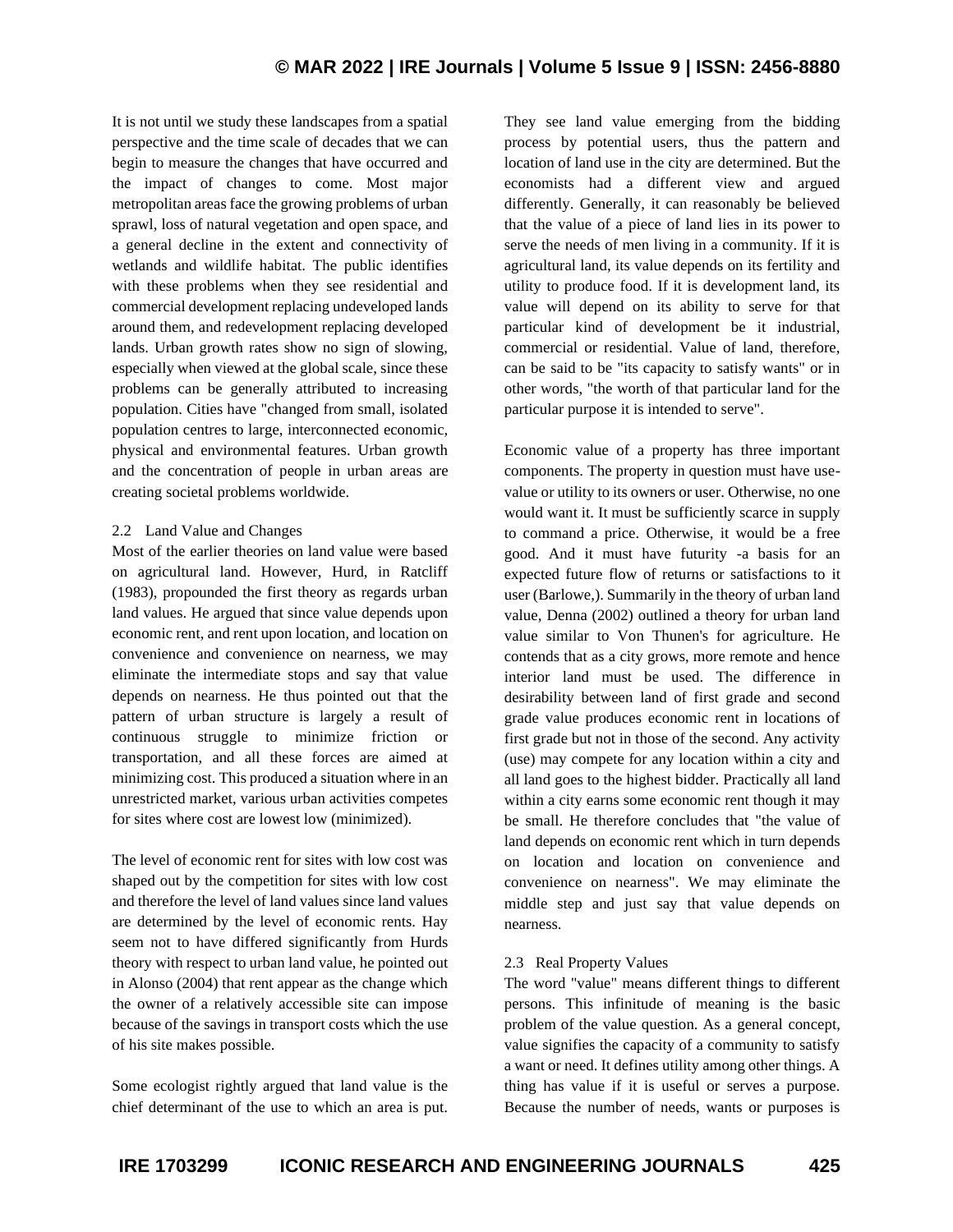It is not until we study these landscapes from a spatial perspective and the time scale of decades that we can begin to measure the changes that have occurred and the impact of changes to come. Most major metropolitan areas face the growing problems of urban sprawl, loss of natural vegetation and open space, and a general decline in the extent and connectivity of wetlands and wildlife habitat. The public identifies with these problems when they see residential and commercial development replacing undeveloped lands around them, and redevelopment replacing developed lands. Urban growth rates show no sign of slowing, especially when viewed at the global scale, since these problems can be generally attributed to increasing population. Cities have "changed from small, isolated population centres to large, interconnected economic, physical and environmental features. Urban growth and the concentration of people in urban areas are creating societal problems worldwide.

### 2.2 Land Value and Changes

Most of the earlier theories on land value were based on agricultural land. However, Hurd, in Ratcliff (1983), propounded the first theory as regards urban land values. He argued that since value depends upon economic rent, and rent upon location, and location on convenience and convenience on nearness, we may eliminate the intermediate stops and say that value depends on nearness. He thus pointed out that the pattern of urban structure is largely a result of continuous struggle to minimize friction or transportation, and all these forces are aimed at minimizing cost. This produced a situation where in an unrestricted market, various urban activities competes for sites where cost are lowest low (minimized).

The level of economic rent for sites with low cost was shaped out by the competition for sites with low cost and therefore the level of land values since land values are determined by the level of economic rents. Hay seem not to have differed significantly from Hurds theory with respect to urban land value, he pointed out in Alonso (2004) that rent appear as the change which the owner of a relatively accessible site can impose because of the savings in transport costs which the use of his site makes possible.

Some ecologist rightly argued that land value is the chief determinant of the use to which an area is put. They see land value emerging from the bidding process by potential users, thus the pattern and location of land use in the city are determined. But the economists had a different view and argued differently. Generally, it can reasonably be believed that the value of a piece of land lies in its power to serve the needs of men living in a community. If it is agricultural land, its value depends on its fertility and utility to produce food. If it is development land, its value will depend on its ability to serve for that particular kind of development be it industrial, commercial or residential. Value of land, therefore, can be said to be "its capacity to satisfy wants" or in other words, "the worth of that particular land for the particular purpose it is intended to serve".

Economic value of a property has three important components. The property in question must have use-value or utility to its owners or user. Otherwise, no one would want it. It must be sufficiently scarce in supply to command a price. Otherwise, it would be a free good. And it must have futurity -a basis for an expected future flow of returns or satisfactions to it user (Barlowe,). Summarily in the theory of urban land value, Denna (2002) outlined a theory for urban land value similar to Von Thunen's for agriculture. He contends that as a city grows, more remote and hence interior land must be used. The difference in desirability between land of first grade and second grade value produces economic rent in locations of first grade but not in those of the second. Any activity (use) may compete for any location within a city and all land goes to the highest bidder. Practically all land within a city earns some economic rent though it may be small. He therefore concludes that "the value of land depends on economic rent which in turn depends on location and location on convenience and convenience on nearness". We may eliminate the middle step and just say that value depends on nearness.

### 2.3 Real Property Values

The word "value" means different things to different persons. This infinitude of meaning is the basic problem of the value question. As a general concept, value signifies the capacity of a community to satisfy a want or need. It defines utility among other things. A thing has value if it is useful or serves a purpose. Because the number of needs, wants or purposes is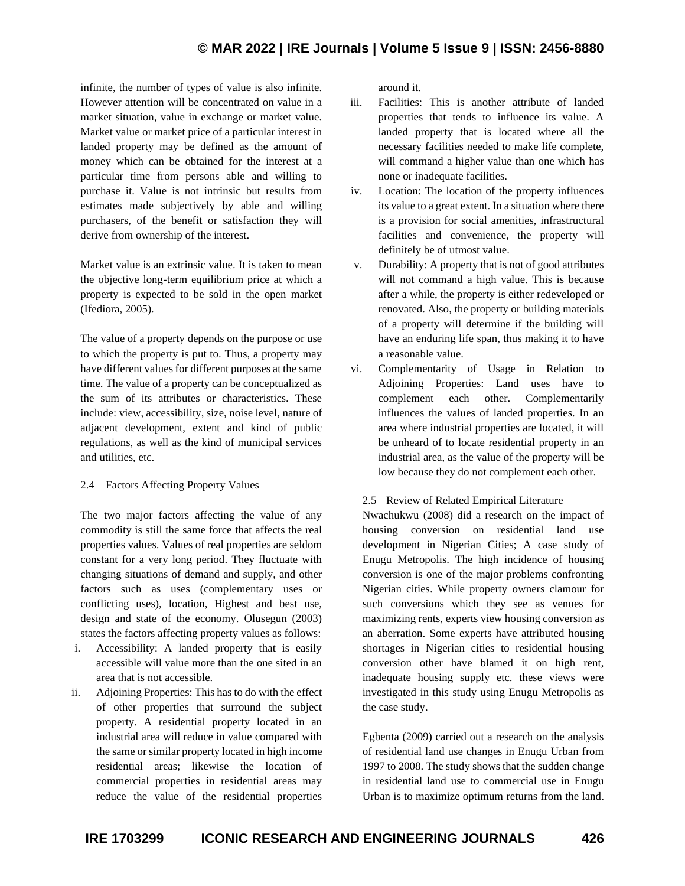infinite, the number of types of value is also infinite. However attention will be concentrated on value in a market situation, value in exchange or market value. Market value or market price of a particular interest in landed property may be defined as the amount of money which can be obtained for the interest at a particular time from persons able and willing to purchase it. Value is not intrinsic but results from estimates made subjectively by able and willing purchasers, of the benefit or satisfaction they will derive from ownership of the interest.

Market value is an extrinsic value. It is taken to mean the objective long-term equilibrium price at which a property is expected to be sold in the open market (Ifediora, 2005).

The value of a property depends on the purpose or use to which the property is put to. Thus, a property may have different values for different purposes at the same time. The value of a property can be conceptualized as the sum of its attributes or characteristics. These include: view, accessibility, size, noise level, nature of adjacent development, extent and kind of public regulations, as well as the kind of municipal services and utilities, etc.

### 2.4 Factors Affecting Property Values

The two major factors affecting the value of any commodity is still the same force that affects the real properties values. Values of real properties are seldom constant for a very long period. They fluctuate with changing situations of demand and supply, and other factors such as uses (complementary uses or conflicting uses), location, Highest and best use, design and state of the economy. Olusegun (2003) states the factors affecting property values as follows:

i. Accessibility: A landed property that is easily accessible will value more than the one sited in an area that is not accessible.
ii. Adjoining Properties: This has to do with the effect of other properties that surround the subject property. A residential property located in an industrial area will reduce in value compared with the same or similar property located in high income residential areas; likewise the location of commercial properties in residential areas may reduce the value of the residential properties around it.
iii. Facilities: This is another attribute of landed properties that tends to influence its value. A landed property that is located where all the necessary facilities needed to make life complete, will command a higher value than one which has none or inadequate facilities.
iv. Location: The location of the property influences its value to a great extent. In a situation where there is a provision for social amenities, infrastructural facilities and convenience, the property will definitely be of utmost value.
v. Durability: A property that is not of good attributes will not command a high value. This is because after a while, the property is either redeveloped or renovated. Also, the property or building materials of a property will determine if the building will have an enduring life span, thus making it to have a reasonable value.
vi. Complementarity of Usage in Relation to Adjoining Properties: Land uses have to complement each other. Complementarily influences the values of landed properties. In an area where industrial properties are located, it will be unheard of to locate residential property in an industrial area, as the value of the property will be low because they do not complement each other.

### 2.5 Review of Related Empirical Literature

Nwachukwu (2008) did a research on the impact of housing conversion on residential land use development in Nigerian Cities; A case study of Enugu Metropolis. The high incidence of housing conversion is one of the major problems confronting Nigerian cities. While property owners clamour for such conversions which they see as venues for maximizing rents, experts view housing conversion as an aberration. Some experts have attributed housing shortages in Nigerian cities to residential housing conversion other have blamed it on high rent, inadequate housing supply etc. these views were investigated in this study using Enugu Metropolis as the case study.

Egbenta (2009) carried out a research on the analysis of residential land use changes in Enugu Urban from 1997 to 2008. The study shows that the sudden change in residential land use to commercial use in Enugu Urban is to maximize optimum returns from the land.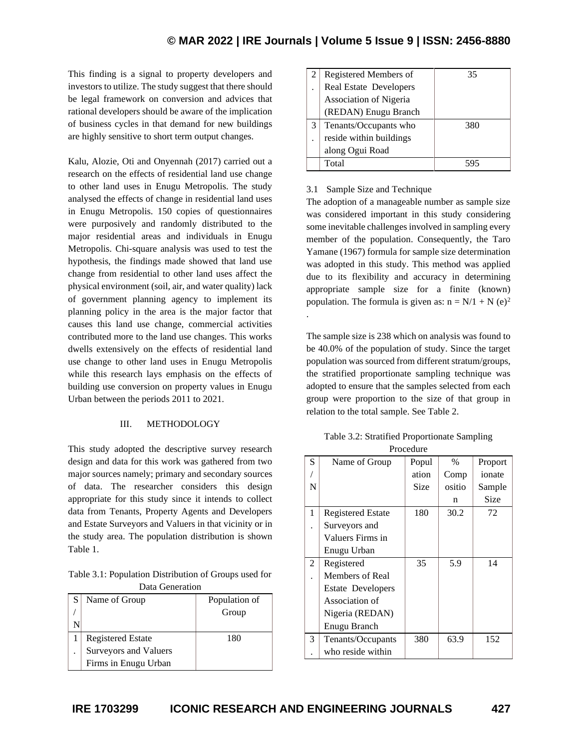This finding is a signal to property developers and investors to utilize. The study suggest that there should be legal framework on conversion and advices that rational developers should be aware of the implication of business cycles in that demand for new buildings are highly sensitive to short term output changes.

Kalu, Alozie, Oti and Onyennah (2017) carried out a research on the effects of residential land use change to other land uses in Enugu Metropolis. The study analysed the effects of change in residential land uses in Enugu Metropolis. 150 copies of questionnaires were purposively and randomly distributed to the major residential areas and individuals in Enugu Metropolis. Chi-square analysis was used to test the hypothesis, the findings made showed that land use change from residential to other land uses affect the physical environment (soil, air, and water quality) lack of government planning agency to implement its planning policy in the area is the major factor that causes this land use change, commercial activities contributed more to the land use changes. This works dwells extensively on the effects of residential land use change to other land uses in Enugu Metropolis while this research lays emphasis on the effects of building use conversion on property values in Enugu Urban between the periods 2011 to 2021.

## III. METHODOLOGY

This study adopted the descriptive survey research design and data for this work was gathered from two major sources namely; primary and secondary sources of data. The researcher considers this design appropriate for this study since it intends to collect data from Tenants, Property Agents and Developers and Estate Surveyors and Valuers in that vicinity or in the study area. The population distribution is shown Table 1.

Table 3.1: Population Distribution of Groups used for Data Generation

| S/N | Name of Group | Population of Group |
|---|---|---|
| 1. | Registered Estate Surveyors and Valuers Firms in Enugu Urban | 180 |
| 2. | Registered Members of Real Estate Developers Association of Nigeria (REDAN) Enugu Branch | 35 |
| 3. | Tenants/Occupants who reside within buildings along Ogui Road | 380 |
| | Total | 595 |

### 3.1 Sample Size and Technique

The adoption of a manageable number as sample size was considered important in this study considering some inevitable challenges involved in sampling every member of the population. Consequently, the Taro Yamane (1967) formula for sample size determination was adopted in this study. This method was applied due to its flexibility and accuracy in determining appropriate sample size for a finite (known) population. The formula is given as: $n = N/1 + N (e)^2$ .

The sample size is 238 which on analysis was found to be 40.0% of the population of study. Since the target population was sourced from different stratum/groups, the stratified proportionate sampling technique was adopted to ensure that the samples selected from each group were proportion to the size of that group in relation to the total sample. See Table 2.

Table 3.2: Stratified Proportionate Sampling Procedure

| S/N | Name of Group | Population Size | % Composition | Proportionate Sample Size |
|---|---|---|---|---|
| 1. | Registered Estate Surveyors and Valuers Firms in Enugu Urban | 180 | 30.2 | 72 |
| 2. | Registered Members of Real Estate Developers Association of Nigeria (REDAN) Enugu Branch | 35 | 5.9 | 14 |
| 3. | Tenants/Occupants who reside within | 380 | 63.9 | 152 |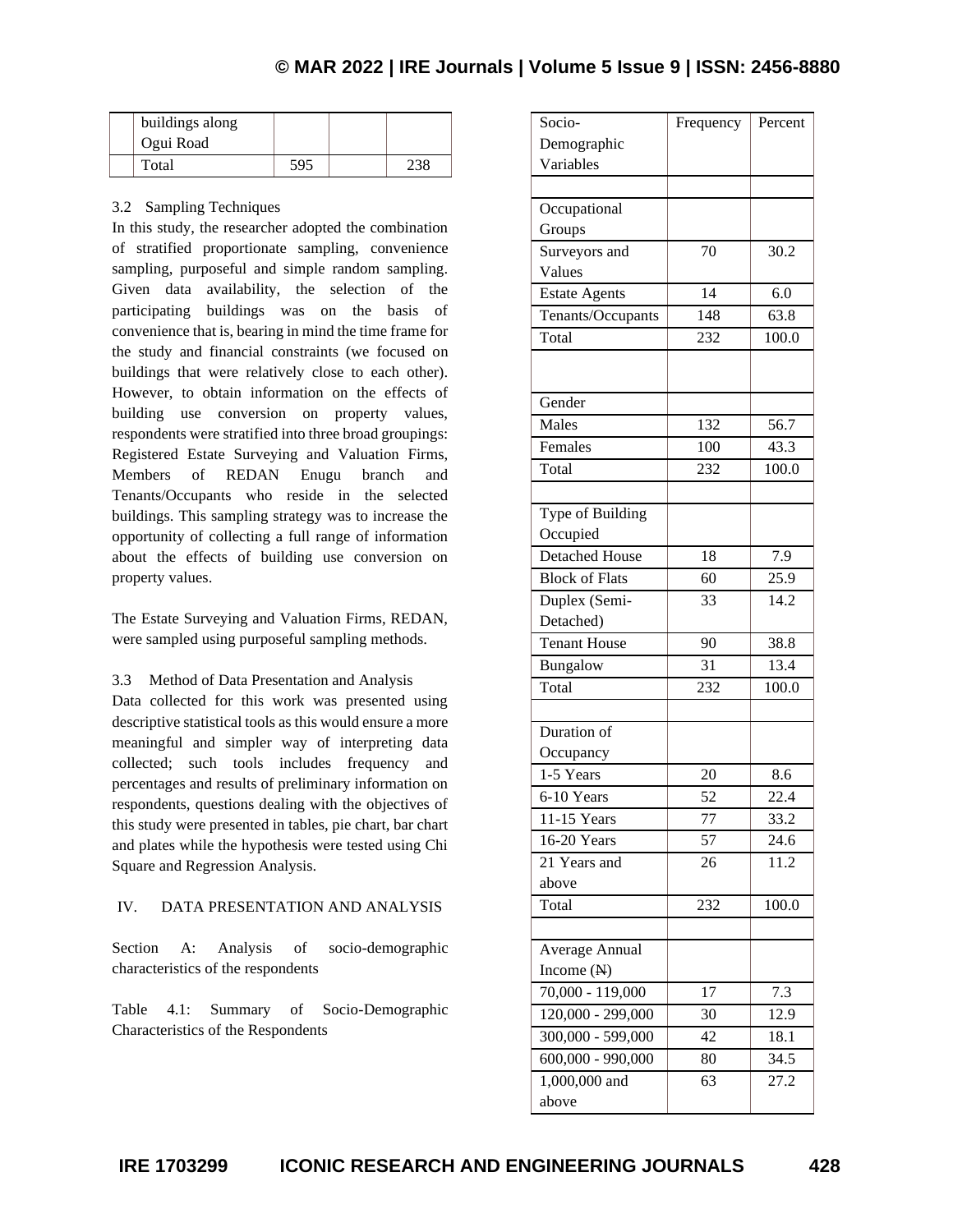| | buildings along Ogui Road | | | |
|---|---|---|---|---|
| | Total | 595 | | 238 |

3.2 Sampling Techniques

In this study, the researcher adopted the combination of stratified proportionate sampling, convenience sampling, purposeful and simple random sampling. Given data availability, the selection of the participating buildings was on the basis of convenience that is, bearing in mind the time frame for the study and financial constraints (we focused on buildings that were relatively close to each other). However, to obtain information on the effects of building use conversion on property values, respondents were stratified into three broad groupings: Registered Estate Surveying and Valuation Firms, Members of REDAN Enugu branch and Tenants/Occupants who reside in the selected buildings. This sampling strategy was to increase the opportunity of collecting a full range of information about the effects of building use conversion on property values.

The Estate Surveying and Valuation Firms, REDAN, were sampled using purposeful sampling methods.

3.3 Method of Data Presentation and Analysis

Data collected for this work was presented using descriptive statistical tools as this would ensure a more meaningful and simpler way of interpreting data collected; such tools includes frequency and percentages and results of preliminary information on respondents, questions dealing with the objectives of this study were presented in tables, pie chart, bar chart and plates while the hypothesis were tested using Chi Square and Regression Analysis.

## IV. DATA PRESENTATION AND ANALYSIS

Section A: Analysis of socio-demographic characteristics of the respondents

Table 4.1: Summary of Socio-Demographic Characteristics of the Respondents

| Socio-Demographic Variables | Frequency | Percent |
|---|---|---|
| | | |
| Occupational Groups | | |
| Surveyors and Values | 70 | 30.2 |
| Estate Agents | 14 | 6.0 |
| Tenants/Occupants | 148 | 63.8 |
| Total | 232 | 100.0 |
| | | |
| Gender | | |
| Males | 132 | 56.7 |
| Females | 100 | 43.3 |
| Total | 232 | 100.0 |
| | | |
| Type of Building Occupied | | |
| Detached House | 18 | 7.9 |
| Block of Flats | 60 | 25.9 |
| Duplex (Semi-Detached) | 33 | 14.2 |
| Tenant House | 90 | 38.8 |
| Bungalow | 31 | 13.4 |
| Total | 232 | 100.0 |
| | | |
| Duration of Occupancy | | |
| 1-5 Years | 20 | 8.6 |
| 6-10 Years | 52 | 22.4 |
| 11-15 Years | 77 | 33.2 |
| 16-20 Years | 57 | 24.6 |
| 21 Years and above | 26 | 11.2 |
| Total | 232 | 100.0 |
| | | |
| Average Annual Income (₦) | | |
| 70,000 - 119,000 | 17 | 7.3 |
| 120,000 - 299,000 | 30 | 12.9 |
| 300,000 - 599,000 | 42 | 18.1 |
| 600,000 - 990,000 | 80 | 34.5 |
| 1,000,000 and above | 63 | 27.2 |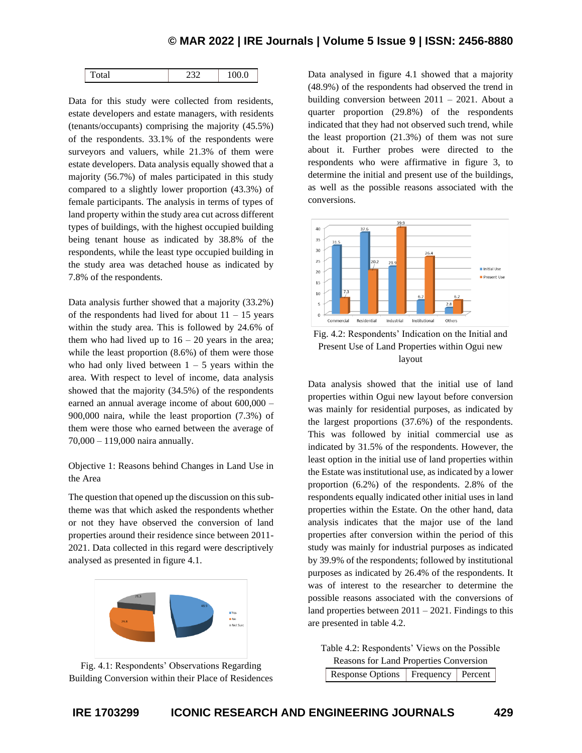| Total | 232 | 100.0 |
|---|---|---|

Data for this study were collected from residents, estate developers and estate managers, with residents (tenants/occupants) comprising the majority (45.5%) of the respondents. 33.1% of the respondents were surveyors and valuers, while 21.3% of them were estate developers. Data analysis equally showed that a majority (56.7%) of males participated in this study compared to a slightly lower proportion (43.3%) of female participants. The analysis in terms of types of land property within the study area cut across different types of buildings, with the highest occupied building being tenant house as indicated by 38.8% of the respondents, while the least type occupied building in the study area was detached house as indicated by 7.8% of the respondents.

Data analysis further showed that a majority (33.2%) of the respondents had lived for about 11 – 15 years within the study area. This is followed by 24.6% of them who had lived up to 16 – 20 years in the area; while the least proportion (8.6%) of them were those who had only lived between 1 – 5 years within the area. With respect to level of income, data analysis showed that the majority (34.5%) of the respondents earned an annual average income of about 600,000 – 900,000 naira, while the least proportion (7.3%) of them were those who earned between the average of 70,000 – 119,000 naira annually.

Objective 1: Reasons behind Changes in Land Use in the Area

The question that opened up the discussion on this sub-theme was that which asked the respondents whether or not they have observed the conversion of land properties around their residence since between 2011-2021. Data collected in this regard were descriptively analysed as presented in figure 4.1.

Fig. 4.1: Respondents' Observations Regarding Building Conversion within their Place of Residences

Data analysed in figure 4.1 showed that a majority (48.9%) of the respondents had observed the trend in building conversion between 2011 – 2021. About a quarter proportion (29.8%) of the respondents indicated that they had not observed such trend, while the least proportion (21.3%) of them was not sure about it. Further probes were directed to the respondents who were affirmative in figure 3, to determine the initial and present use of the buildings, as well as the possible reasons associated with the conversions.

Fig. 4.2: Respondents' Indication on the Initial and Present Use of Land Properties within Ogui new layout

Data analysis showed that the initial use of land properties within Ogui new layout before conversion was mainly for residential purposes, as indicated by the largest proportions (37.6%) of the respondents. This was followed by initial commercial use as indicated by 31.5% of the respondents. However, the least option in the initial use of land properties within the Estate was institutional use, as indicated by a lower proportion (6.2%) of the respondents. 2.8% of the respondents equally indicated other initial uses in land properties within the Estate. On the other hand, data analysis indicates that the major use of the land properties after conversion within the period of this study was mainly for industrial purposes as indicated by 39.9% of the respondents; followed by institutional purposes as indicated by 26.4% of the respondents. It was of interest to the researcher to determine the possible reasons associated with the conversions of land properties between 2011 – 2021. Findings to this are presented in table 4.2.

Table 4.2: Respondents' Views on the Possible Reasons for Land Properties Conversion

| Response Options | Frequency | Percent |
|---|---|---|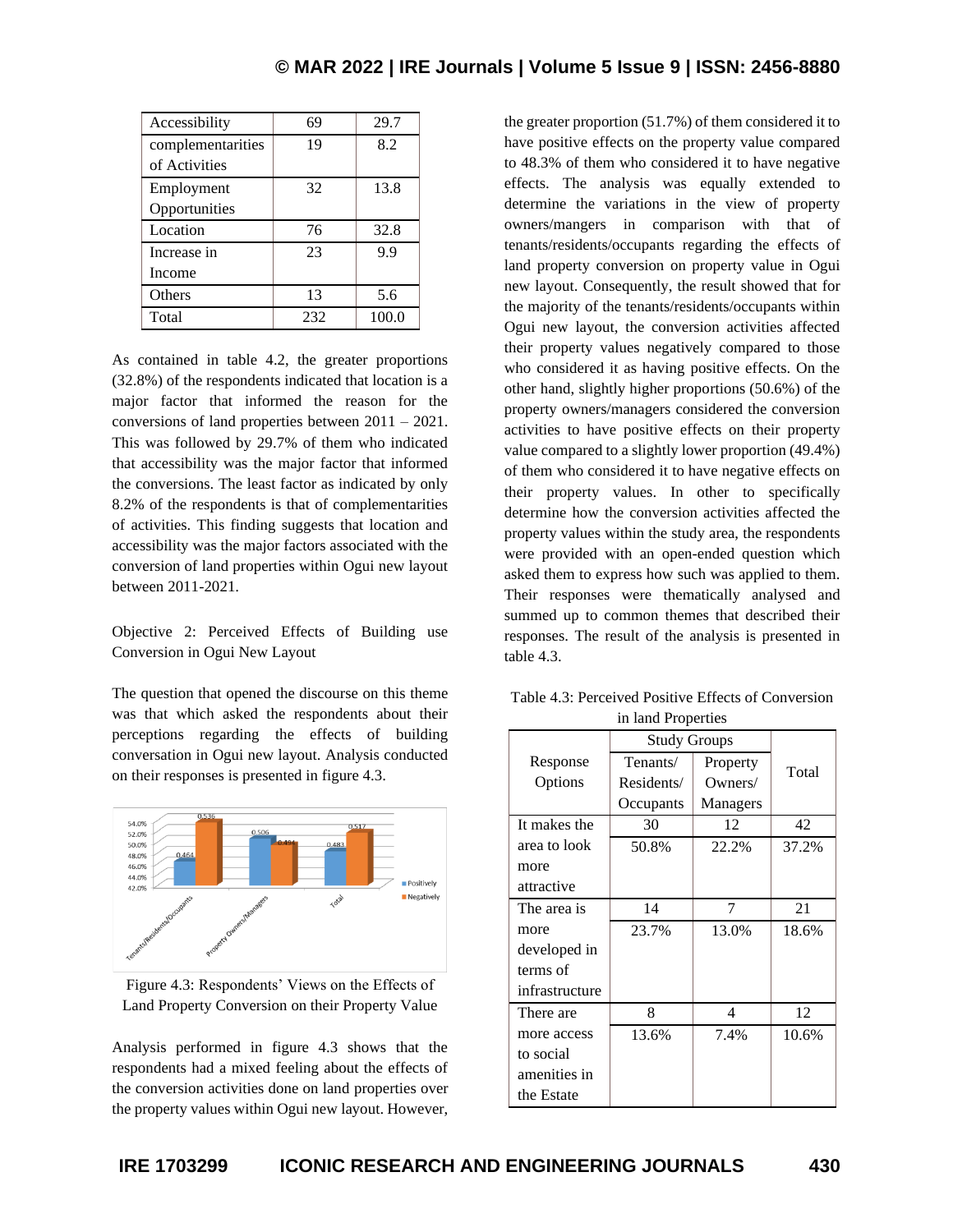| Accessibility | 69 | 29.7 |
|---|---|---|
| complementarities of Activities | 19 | 8.2 |
| Employment Opportunities | 32 | 13.8 |
| Location | 76 | 32.8 |
| Increase in Income | 23 | 9.9 |
| Others | 13 | 5.6 |
| Total | 232 | 100.0 |

As contained in table 4.2, the greater proportions (32.8%) of the respondents indicated that location is a major factor that informed the reason for the conversions of land properties between 2011 – 2021. This was followed by 29.7% of them who indicated that accessibility was the major factor that informed the conversions. The least factor as indicated by only 8.2% of the respondents is that of complementarities of activities. This finding suggests that location and accessibility was the major factors associated with the conversion of land properties within Ogui new layout between 2011-2021.

Objective 2: Perceived Effects of Building use Conversion in Ogui New Layout

The question that opened the discourse on this theme was that which asked the respondents about their perceptions regarding the effects of building conversation in Ogui new layout. Analysis conducted on their responses is presented in figure 4.3.

Figure 4.3: Respondents' Views on the Effects of Land Property Conversion on their Property Value

Analysis performed in figure 4.3 shows that the respondents had a mixed feeling about the effects of the conversion activities done on land properties over the property values within Ogui new layout. However, the greater proportion (51.7%) of them considered it to have positive effects on the property value compared to 48.3% of them who considered it to have negative effects. The analysis was equally extended to determine the variations in the view of property owners/mangers in comparison with that of tenants/residents/occupants regarding the effects of land property conversion on property value in Ogui new layout. Consequently, the result showed that for the majority of the tenants/residents/occupants within Ogui new layout, the conversion activities affected their property values negatively compared to those who considered it as having positive effects. On the other hand, slightly higher proportions (50.6%) of the property owners/managers considered the conversion activities to have positive effects on their property value compared to a slightly lower proportion (49.4%) of them who considered it to have negative effects on their property values. In other to specifically determine how the conversion activities affected the property values within the study area, the respondents were provided with an open-ended question which asked them to express how such was applied to them. Their responses were thematically analysed and summed up to common themes that described their responses. The result of the analysis is presented in table 4.3.

Table 4.3: Perceived Positive Effects of Conversion in land Properties

| Response Options | Study Groups | | Total |
|---|---|---|---|
| | Tenants/ Residents/ Occupants | Property Owners/ Managers | |
| It makes the area to look more attractive | 30 | 12 | 42 |
| | 50.8% | 22.2% | 37.2% |
| The area is more developed in terms of infrastructure | 14 | 7 | 21 |
| | 23.7% | 13.0% | 18.6% |
| There are more access to social amenities in the Estate | 8 | 4 | 12 |
| | 13.6% | 7.4% | 10.6% |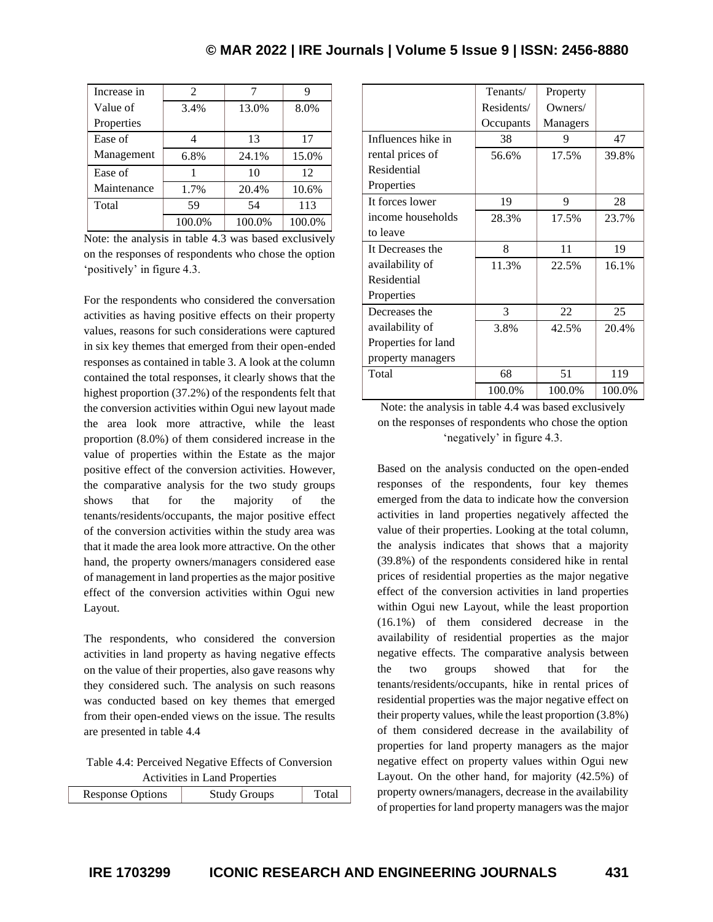| | | | |
|---|---|---|---|
| Increase in Value of Properties | 2 | 7 | 9 |
| | 3.4% | 13.0% | 8.0% |
| Ease of Management | 4 | 13 | 17 |
| | 6.8% | 24.1% | 15.0% |
| Ease of Maintenance | 1 | 10 | 12 |
| | 1.7% | 20.4% | 10.6% |
| Total | 59 | 54 | 113 |
| | 100.0% | 100.0% | 100.0% |

Note: the analysis in table 4.3 was based exclusively on the responses of respondents who chose the option 'positively' in figure 4.3.

For the respondents who considered the conversation activities as having positive effects on their property values, reasons for such considerations were captured in six key themes that emerged from their open-ended responses as contained in table 3. A look at the column contained the total responses, it clearly shows that the highest proportion (37.2%) of the respondents felt that the conversion activities within Ogui new layout made the area look more attractive, while the least proportion (8.0%) of them considered increase in the value of properties within the Estate as the major positive effect of the conversion activities. However, the comparative analysis for the two study groups shows that for the majority of the tenants/residents/occupants, the major positive effect of the conversion activities within the study area was that it made the area look more attractive. On the other hand, the property owners/managers considered ease of management in land properties as the major positive effect of the conversion activities within Ogui new Layout.

The respondents, who considered the conversion activities in land property as having negative effects on the value of their properties, also gave reasons why they considered such. The analysis on such reasons was conducted based on key themes that emerged from their open-ended views on the issue. The results are presented in table 4.4

Table 4.4: Perceived Negative Effects of Conversion Activities in Land Properties

| Response Options | Study Groups | | Total |
|---|---|---|---|
| | Tenants/ Residents/ Occupants | Property Owners/ Managers | |
| Influences hike in rental prices of Residential Properties | 38 | 9 | 47 |
| | 56.6% | 17.5% | 39.8% |
| It forces lower income households to leave | 19 | 9 | 28 |
| | 28.3% | 17.5% | 23.7% |
| It Decreases the availability of Residential Properties | 8 | 11 | 19 |
| | 11.3% | 22.5% | 16.1% |
| Decreases the availability of Properties for land property managers | 3 | 22 | 25 |
| | 3.8% | 42.5% | 20.4% |
| Total | 68 | 51 | 119 |
| | 100.0% | 100.0% | 100.0% |

Note: the analysis in table 4.4 was based exclusively on the responses of respondents who chose the option 'negatively' in figure 4.3.

Based on the analysis conducted on the open-ended responses of the respondents, four key themes emerged from the data to indicate how the conversion activities in land properties negatively affected the value of their properties. Looking at the total column, the analysis indicates that shows that a majority (39.8%) of the respondents considered hike in rental prices of residential properties as the major negative effect of the conversion activities in land properties within Ogui new Layout, while the least proportion (16.1%) of them considered decrease in the availability of residential properties as the major negative effects. The comparative analysis between the two groups showed that for the tenants/residents/occupants, hike in rental prices of residential properties was the major negative effect on their property values, while the least proportion (3.8%) of them considered decrease in the availability of properties for land property managers as the major negative effect on property values within Ogui new Layout. On the other hand, for majority (42.5%) of property owners/managers, decrease in the availability of properties for land property managers was the major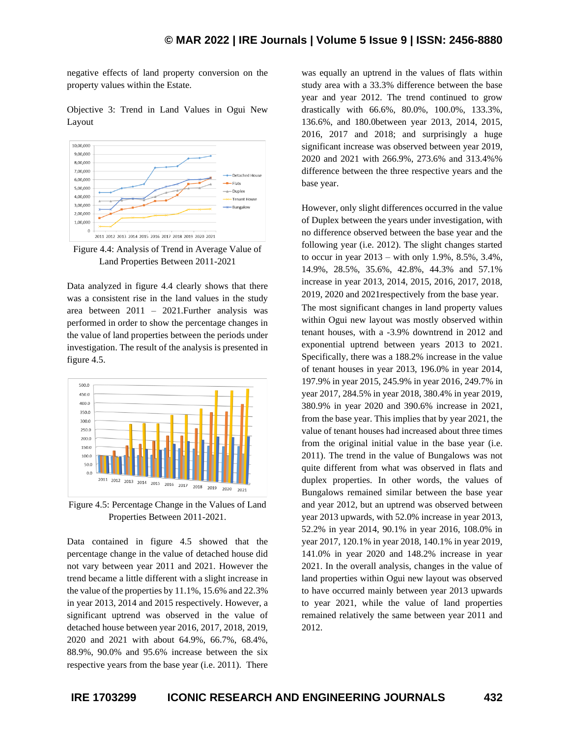negative effects of land property conversion on the property values within the Estate.

Objective 3: Trend in Land Values in Ogui New Layout

Figure 4.4: Analysis of Trend in Average Value of Land Properties Between 2011-2021

Data analyzed in figure 4.4 clearly shows that there was a consistent rise in the land values in the study area between 2011 – 2021.Further analysis was performed in order to show the percentage changes in the value of land properties between the periods under investigation. The result of the analysis is presented in figure 4.5.

Figure 4.5: Percentage Change in the Values of Land Properties Between 2011-2021.

Data contained in figure 4.5 showed that the percentage change in the value of detached house did not vary between year 2011 and 2021. However the trend became a little different with a slight increase in the value of the properties by 11.1%, 15.6% and 22.3% in year 2013, 2014 and 2015 respectively. However, a significant uptrend was observed in the value of detached house between year 2016, 2017, 2018, 2019, 2020 and 2021 with about 64.9%, 66.7%, 68.4%, 88.9%, 90.0% and 95.6% increase between the six respective years from the base year (i.e. 2011). There was equally an uptrend in the values of flats within study area with a 33.3% difference between the base year and year 2012. The trend continued to grow drastically with 66.6%, 80.0%, 100.0%, 133.3%, 136.6%, and 180.0between year 2013, 2014, 2015, 2016, 2017 and 2018; and surprisingly a huge significant increase was observed between year 2019, 2020 and 2021 with 266.9%, 273.6% and 313.4%% difference between the three respective years and the base year.

However, only slight differences occurred in the value of Duplex between the years under investigation, with no difference observed between the base year and the following year (i.e. 2012). The slight changes started to occur in year 2013 – with only 1.9%, 8.5%, 3.4%, 14.9%, 28.5%, 35.6%, 42.8%, 44.3% and 57.1% increase in year 2013, 2014, 2015, 2016, 2017, 2018, 2019, 2020 and 2021respectively from the base year.
The most significant changes in land property values within Ogui new layout was mostly observed within tenant houses, with a -3.9% downtrend in 2012 and exponential uptrend between years 2013 to 2021. Specifically, there was a 188.2% increase in the value of tenant houses in year 2013, 196.0% in year 2014, 197.9% in year 2015, 245.9% in year 2016, 249.7% in year 2017, 284.5% in year 2018, 380.4% in year 2019, 380.9% in year 2020 and 390.6% increase in 2021, from the base year. This implies that by year 2021, the value of tenant houses had increased about three times from the original initial value in the base year (i.e. 2011). The trend in the value of Bungalows was not quite different from what was observed in flats and duplex properties. In other words, the values of Bungalows remained similar between the base year and year 2012, but an uptrend was observed between year 2013 upwards, with 52.0% increase in year 2013, 52.2% in year 2014, 90.1% in year 2016, 108.0% in year 2017, 120.1% in year 2018, 140.1% in year 2019, 141.0% in year 2020 and 148.2% increase in year 2021. In the overall analysis, changes in the value of land properties within Ogui new layout was observed to have occurred mainly between year 2013 upwards to year 2021, while the value of land properties remained relatively the same between year 2011 and 2012.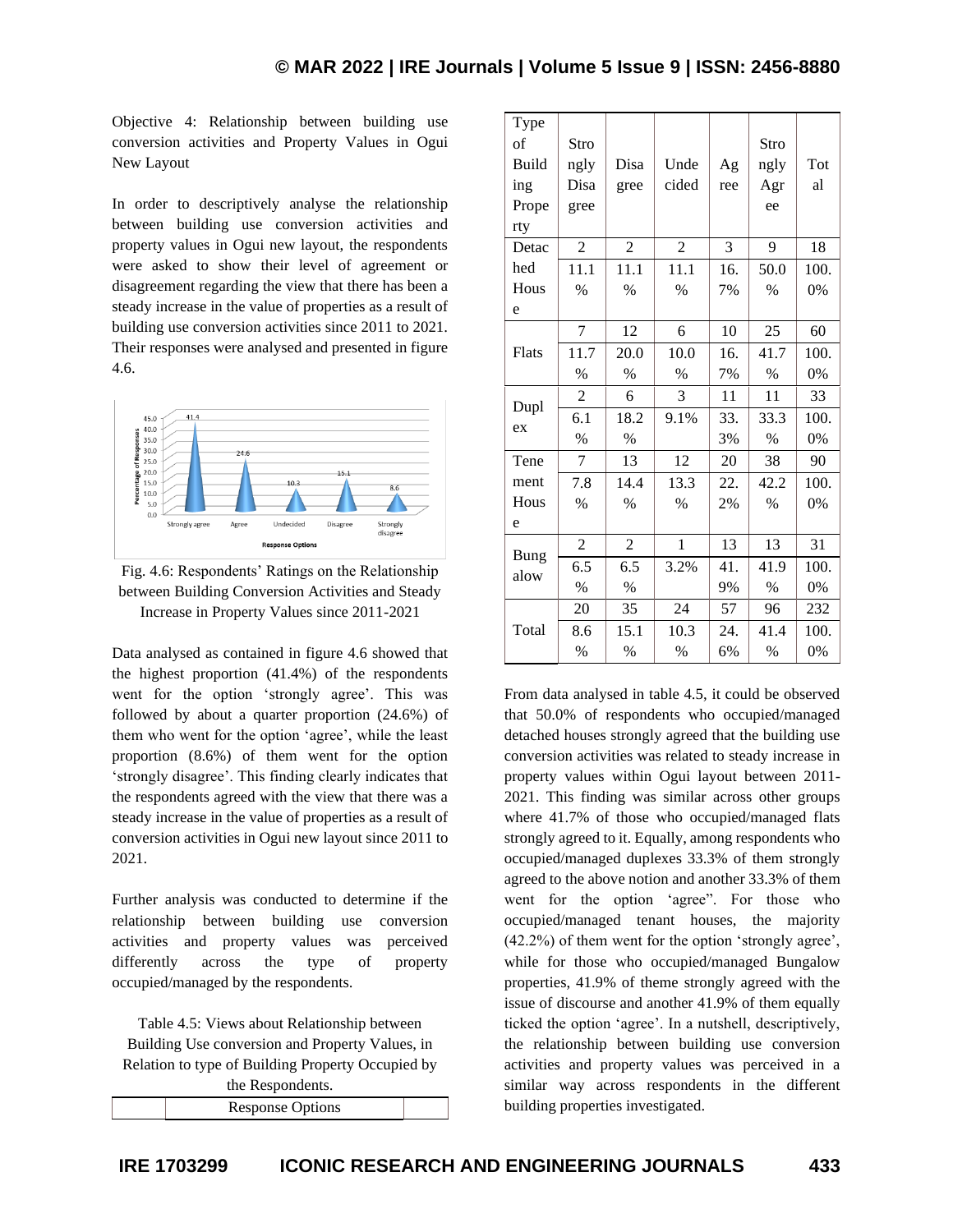Objective 4: Relationship between building use conversion activities and Property Values in Ogui New Layout

In order to descriptively analyse the relationship between building use conversion activities and property values in Ogui new layout, the respondents were asked to show their level of agreement or disagreement regarding the view that there has been a steady increase in the value of properties as a result of building use conversion activities since 2011 to 2021. Their responses were analysed and presented in figure 4.6.

Fig. 4.6: Respondents' Ratings on the Relationship between Building Conversion Activities and Steady Increase in Property Values since 2011-2021

Data analysed as contained in figure 4.6 showed that the highest proportion (41.4%) of the respondents went for the option 'strongly agree'. This was followed by about a quarter proportion (24.6%) of them who went for the option 'agree', while the least proportion (8.6%) of them went for the option 'strongly disagree'. This finding clearly indicates that the respondents agreed with the view that there was a steady increase in the value of properties as a result of conversion activities in Ogui new layout since 2011 to 2021.

Further analysis was conducted to determine if the relationship between building use conversion activities and property values was perceived differently across the type of property occupied/managed by the respondents.

Table 4.5: Views about Relationship between Building Use conversion and Property Values, in Relation to type of Building Property Occupied by the Respondents.

| | Response Options | | | | | |
|---|---|---|---|---|---|---|
| Type of Building Property | Strongly Disagree | Disagree | Undecided | Agree | Strongly Agree | Total |
| Detached House | 2 | 2 | 2 | 3 | 9 | 18 |
| | 11.1 % | 11.1 % | 11.1 % | 16.7% | 50.0 % | 100.0% |
| Flats | 7 | 12 | 6 | 10 | 25 | 60 |
| | 11.7 % | 20.0 % | 10.0 % | 16.7% | 41.7 % | 100.0% |
| Duplex | 2 | 6 | 3 | 11 | 11 | 33 |
| | 6.1 % | 18.2 % | 9.1% | 33.3% | 33.3 % | 100.0% |
| Tenement House | 7 | 13 | 12 | 20 | 38 | 90 |
| | 7.8 % | 14.4 % | 13.3 % | 22.2% | 42.2 % | 100.0% |
| Bungalow | 2 | 2 | 1 | 13 | 13 | 31 |
| | 6.5 % | 6.5 % | 3.2% | 41.9% | 41.9 % | 100.0% |
| Total | 20 | 35 | 24 | 57 | 96 | 232 |
| | 8.6 % | 15.1 % | 10.3 % | 24.6% | 41.4 % | 100.0% |

From data analysed in table 4.5, it could be observed that 50.0% of respondents who occupied/managed detached houses strongly agreed that the building use conversion activities was related to steady increase in property values within Ogui layout between 2011-2021. This finding was similar across other groups where 41.7% of those who occupied/managed flats strongly agreed to it. Equally, among respondents who occupied/managed duplexes 33.3% of them strongly agreed to the above notion and another 33.3% of them went for the option 'agree". For those who occupied/managed tenant houses, the majority (42.2%) of them went for the option 'strongly agree', while for those who occupied/managed Bungalow properties, 41.9% of theme strongly agreed with the issue of discourse and another 41.9% of them equally ticked the option 'agree'. In a nutshell, descriptively, the relationship between building use conversion activities and property values was perceived in a similar way across respondents in the different building properties investigated.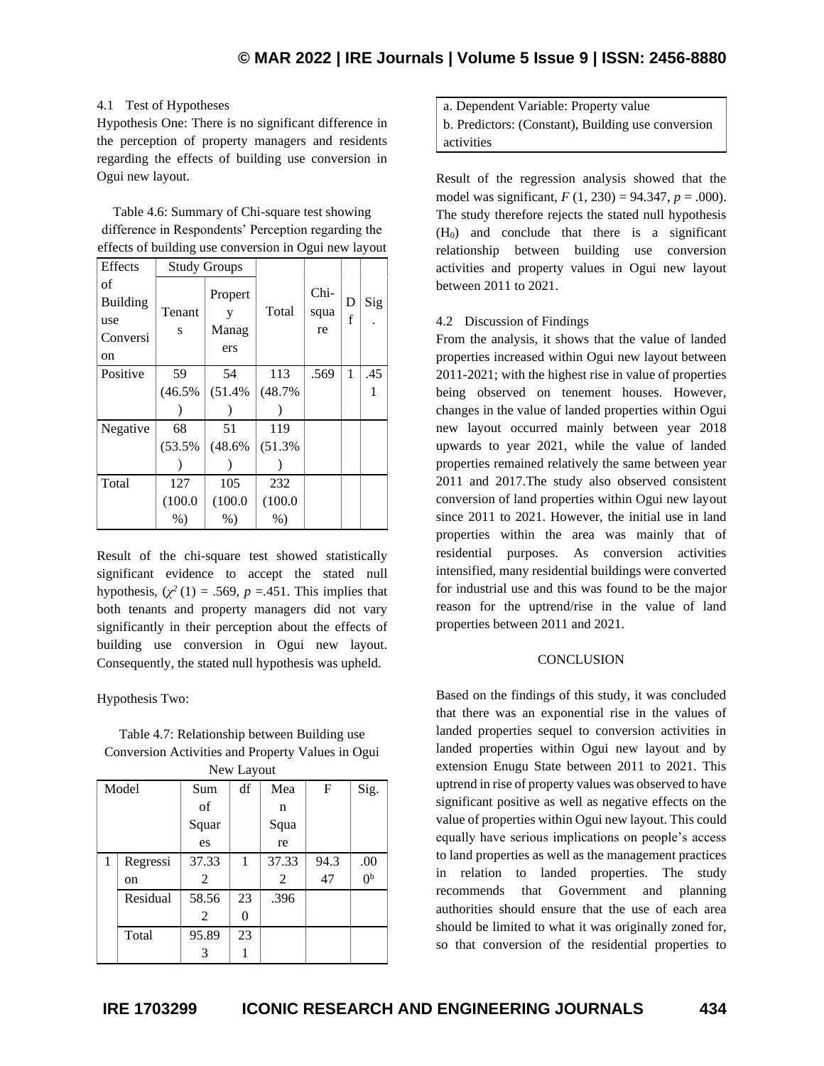### 4.1 Test of Hypotheses

Hypothesis One: There is no significant difference in the perception of property managers and residents regarding the effects of building use conversion in Ogui new layout.

Table 4.6: Summary of Chi-square test showing difference in Respondents' Perception regarding the effects of building use conversion in Ogui new layout

| Effects of Building use Conversion | Study Groups | | Total | Chi-square | Df | Sig. |
|---|---|---|---|---|---|---|
| | Tenants | Property Managers | | | | |
| Positive | 59 (46.5%) | 54 (51.4%) | 113 (48.7%) | .569 | 1 | .451 |
| Negative | 68 (53.5%) | 51 (48.6%) | 119 (51.3%) | | | |
| Total | 127 (100.0%) | 105 (100.0%) | 232 (100.0%) | | | |

Result of the chi-square test showed statistically significant evidence to accept the stated null hypothesis, ($\chi^2(1) = .569$, $p = .451$. This implies that both tenants and property managers did not vary significantly in their perception about the effects of building use conversion in Ogui new layout. Consequently, the stated null hypothesis was upheld.

Hypothesis Two:

Table 4.7: Relationship between Building use Conversion Activities and Property Values in Ogui New Layout

| Model | | Sum of Squares | df | Mean Square | F | Sig. |
|---|---|---|---|---|---|---|
| 1 | Regression | 37.332 | 1 | 37.332 | 94.347 | .000[b] |
| | Residual | 58.562 | 230 | .396 | | |
| | Total | 95.893 | 231 | | | |

a. Dependent Variable: Property value
b. Predictors: (Constant), Building use conversion activities

Result of the regression analysis showed that the model was significant, $F(1, 230) = 94.347$, $p = .000$). The study therefore rejects the stated null hypothesis ($H_0$) and conclude that there is a significant relationship between building use conversion activities and property values in Ogui new layout between 2011 to 2021.

### 4.2 Discussion of Findings

From the analysis, it shows that the value of landed properties increased within Ogui new layout between 2011-2021; with the highest rise in value of properties being observed on tenement houses. However, changes in the value of landed properties within Ogui new layout occurred mainly between year 2018 upwards to year 2021, while the value of landed properties remained relatively the same between year 2011 and 2017.The study also observed consistent conversion of land properties within Ogui new layout since 2011 to 2021. However, the initial use in land properties within the area was mainly that of residential purposes. As conversion activities intensified, many residential buildings were converted for industrial use and this was found to be the major reason for the uptrend/rise in the value of land properties between 2011 and 2021.

## CONCLUSION

Based on the findings of this study, it was concluded that there was an exponential rise in the values of landed properties sequel to conversion activities in landed properties within Ogui new layout and by extension Enugu State between 2011 to 2021. This uptrend in rise of property values was observed to have significant positive as well as negative effects on the value of properties within Ogui new layout. This could equally have serious implications on people's access to land properties as well as the management practices in relation to landed properties. The study recommends that Government and planning authorities should ensure that the use of each area should be limited to what it was originally zoned for, so that conversion of the residential properties to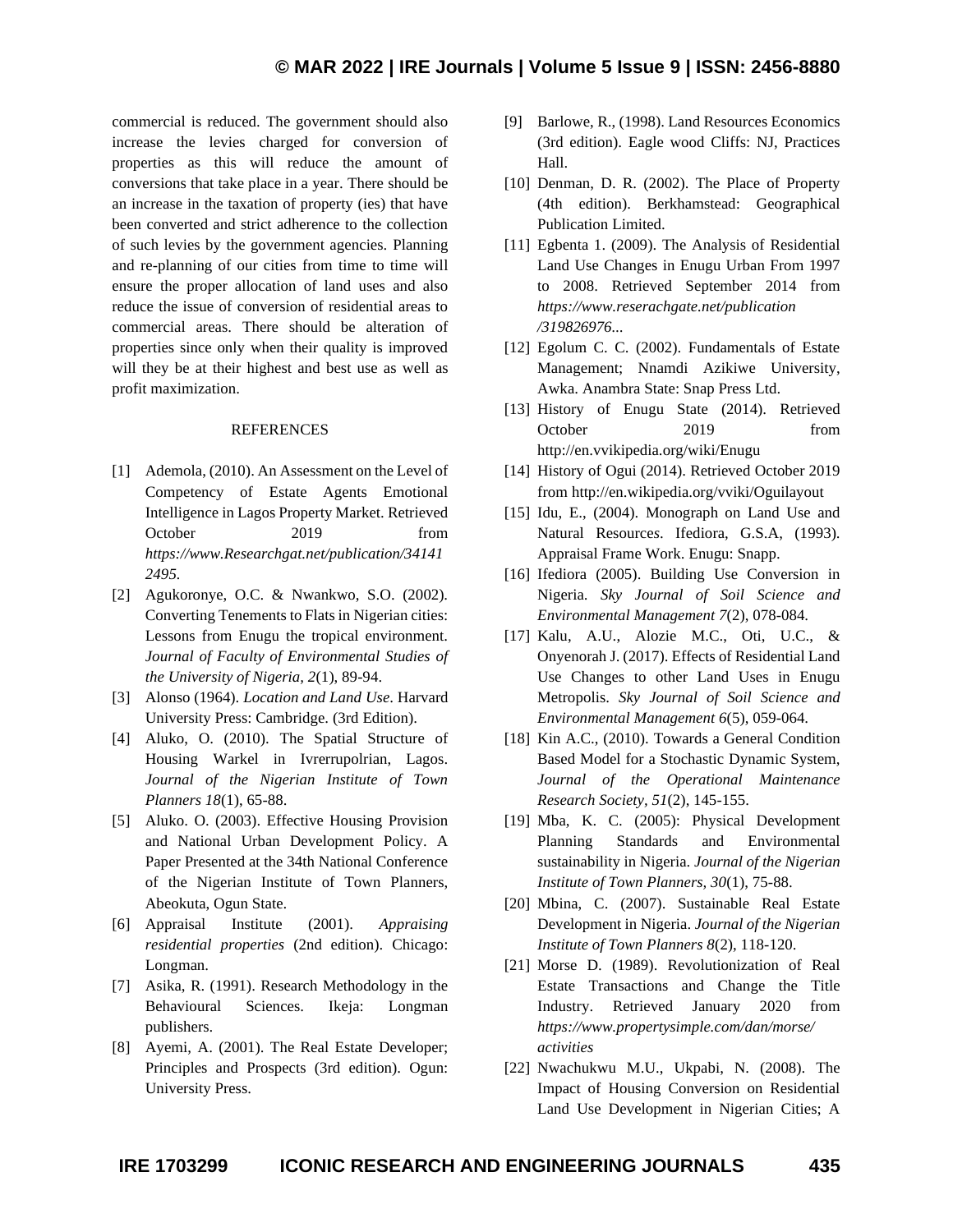commercial is reduced. The government should also increase the levies charged for conversion of properties as this will reduce the amount of conversions that take place in a year. There should be an increase in the taxation of property (ies) that have been converted and strict adherence to the collection of such levies by the government agencies. Planning and re-planning of our cities from time to time will ensure the proper allocation of land uses and also reduce the issue of conversion of residential areas to commercial areas. There should be alteration of properties since only when their quality is improved will they be at their highest and best use as well as profit maximization.

## REFERENCES

[1] Ademola, (2010). An Assessment on the Level of Competency of Estate Agents Emotional Intelligence in Lagos Property Market. Retrieved October 2019 from *https://www.Researchgat.net/publication/341412495.*

[2] Agukoronye, O.C. & Nwankwo, S.O. (2002). Converting Tenements to Flats in Nigerian cities: Lessons from Enugu the tropical environment. *Journal of Faculty of Environmental Studies of the University of Nigeria, 2*(1), 89-94.

[3] Alonso (1964). *Location and Land Use*. Harvard University Press: Cambridge. (3rd Edition).

[4] Aluko, O. (2010). The Spatial Structure of Housing Warkel in Ivrerrupolrian, Lagos. *Journal of the Nigerian Institute of Town Planners 18*(1), 65-88.

[5] Aluko. O. (2003). Effective Housing Provision and National Urban Development Policy. A Paper Presented at the 34th National Conference of the Nigerian Institute of Town Planners, Abeokuta, Ogun State.

[6] Appraisal Institute (2001). *Appraising residential properties* (2nd edition). Chicago: Longman.

[7] Asika, R. (1991). Research Methodology in the Behavioural Sciences. Ikeja: Longman publishers.

[8] Ayemi, A. (2001). The Real Estate Developer; Principles and Prospects (3rd edition). Ogun: University Press.

[9] Barlowe, R., (1998). Land Resources Economics (3rd edition). Eagle wood Cliffs: NJ, Practices Hall.

[10] Denman, D. R. (2002). The Place of Property (4th edition). Berkhamstead: Geographical Publication Limited.

[11] Egbenta 1. (2009). The Analysis of Residential Land Use Changes in Enugu Urban From 1997 to 2008. Retrieved September 2014 from *https://www.reserachgate.net/publication/319826976...*

[12] Egolum C. C. (2002). Fundamentals of Estate Management; Nnamdi Azikiwe University, Awka. Anambra State: Snap Press Ltd.

[13] History of Enugu State (2014). Retrieved October 2019 from http://en.vvikipedia.org/wiki/Enugu

[14] History of Ogui (2014). Retrieved October 2019 from http://en.wikipedia.org/vviki/Oguilayout

[15] Idu, E., (2004). Monograph on Land Use and Natural Resources. Ifediora, G.S.A, (1993). Appraisal Frame Work. Enugu: Snapp.

[16] Ifediora (2005). Building Use Conversion in Nigeria. *Sky Journal of Soil Science and Environmental Management 7*(2), 078-084.

[17] Kalu, A.U., Alozie M.C., Oti, U.C., & Onyenorah J. (2017). Effects of Residential Land Use Changes to other Land Uses in Enugu Metropolis. *Sky Journal of Soil Science and Environmental Management 6*(5), 059-064.

[18] Kin A.C., (2010). Towards a General Condition Based Model for a Stochastic Dynamic System, *Journal of the Operational Maintenance Research Society, 51*(2), 145-155.

[19] Mba, K. C. (2005): Physical Development Planning Standards and Environmental sustainability in Nigeria. *Journal of the Nigerian Institute of Town Planners, 30*(1), 75-88.

[20] Mbina, C. (2007). Sustainable Real Estate Development in Nigeria. *Journal of the Nigerian Institute of Town Planners 8*(2), 118-120.

[21] Morse D. (1989). Revolutionization of Real Estate Transactions and Change the Title Industry. Retrieved January 2020 from *https://www.propertysimple.com/dan/morse/activities*

[22] Nwachukwu M.U., Ukpabi, N. (2008). The Impact of Housing Conversion on Residential Land Use Development in Nigerian Cities; A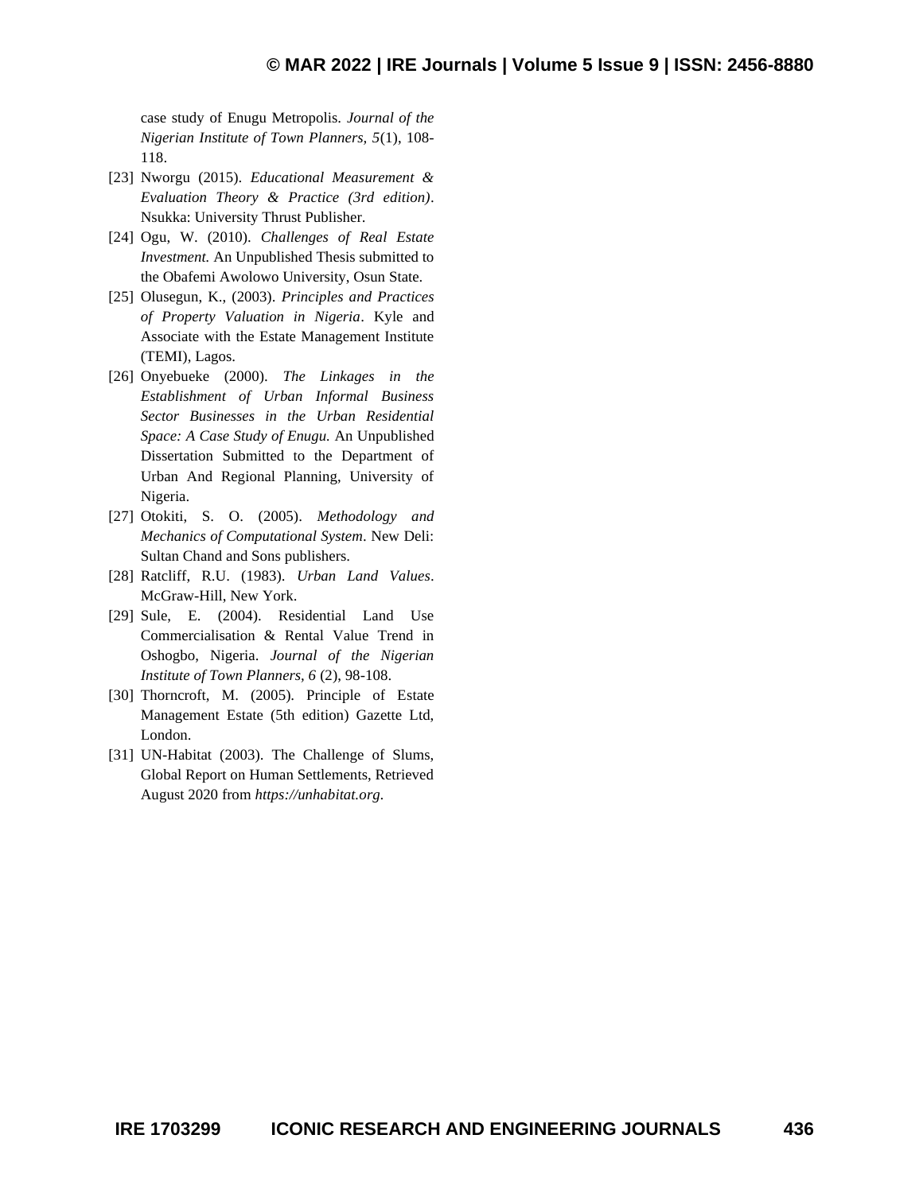case study of Enugu Metropolis. *Journal of the Nigerian Institute of Town Planners, 5*(1), 108-118.

[23] Nworgu (2015). *Educational Measurement & Evaluation Theory & Practice (3rd edition)*. Nsukka: University Thrust Publisher.

[24] Ogu, W. (2010). *Challenges of Real Estate Investment.* An Unpublished Thesis submitted to the Obafemi Awolowo University, Osun State.

[25] Olusegun, K., (2003). *Principles and Practices of Property Valuation in Nigeria*. Kyle and Associate with the Estate Management Institute (TEMI), Lagos.

[26] Onyebueke (2000). *The Linkages in the Establishment of Urban Informal Business Sector Businesses in the Urban Residential Space: A Case Study of Enugu.* An Unpublished Dissertation Submitted to the Department of Urban And Regional Planning, University of Nigeria.

[27] Otokiti, S. O. (2005). *Methodology and Mechanics of Computational System*. New Deli: Sultan Chand and Sons publishers.

[28] Ratcliff, R.U. (1983). *Urban Land Values*. McGraw-Hill, New York.

[29] Sule, E. (2004). Residential Land Use Commercialisation & Rental Value Trend in Oshogbo, Nigeria. *Journal of the Nigerian Institute of Town Planners, 6* (2), 98-108.

[30] Thorncroft, M. (2005). Principle of Estate Management Estate (5th edition) Gazette Ltd, London.

[31] UN-Habitat (2003). The Challenge of Slums, Global Report on Human Settlements, Retrieved August 2020 from *https://unhabitat.org*.